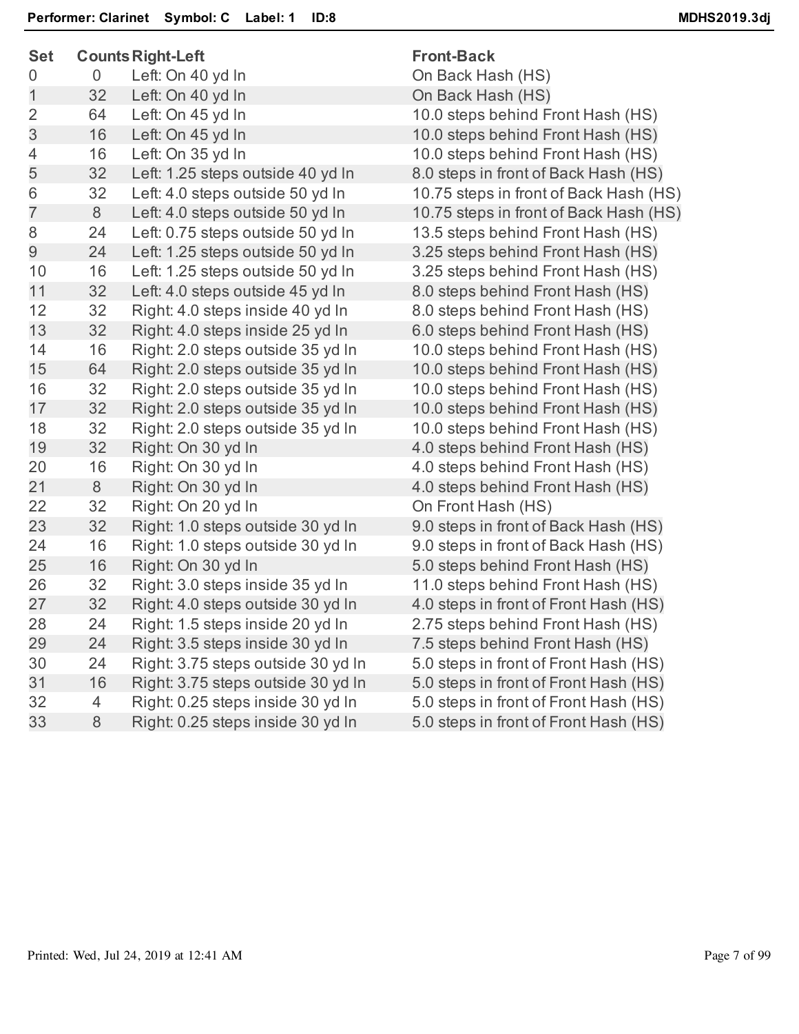**Performer: Clarinet Symbol: C Label: 1 ID:8** **MDHS2019.3dj**

| Set | Counts | Right-Left | Front-Back |
|---|---|---|---|
| 0 | 0 | Left: On 40 yd ln | On Back Hash (HS) |
| 1 | 32 | Left: On 40 yd ln | On Back Hash (HS) |
| 2 | 64 | Left: On 45 yd ln | 10.0 steps behind Front Hash (HS) |
| 3 | 16 | Left: On 45 yd ln | 10.0 steps behind Front Hash (HS) |
| 4 | 16 | Left: On 35 yd ln | 10.0 steps behind Front Hash (HS) |
| 5 | 32 | Left: 1.25 steps outside 40 yd ln | 8.0 steps in front of Back Hash (HS) |
| 6 | 32 | Left: 4.0 steps outside 50 yd ln | 10.75 steps in front of Back Hash (HS) |
| 7 | 8 | Left: 4.0 steps outside 50 yd ln | 10.75 steps in front of Back Hash (HS) |
| 8 | 24 | Left: 0.75 steps outside 50 yd ln | 13.5 steps behind Front Hash (HS) |
| 9 | 24 | Left: 1.25 steps outside 50 yd ln | 3.25 steps behind Front Hash (HS) |
| 10 | 16 | Left: 1.25 steps outside 50 yd ln | 3.25 steps behind Front Hash (HS) |
| 11 | 32 | Left: 4.0 steps outside 45 yd ln | 8.0 steps behind Front Hash (HS) |
| 12 | 32 | Right: 4.0 steps inside 40 yd ln | 8.0 steps behind Front Hash (HS) |
| 13 | 32 | Right: 4.0 steps inside 25 yd ln | 6.0 steps behind Front Hash (HS) |
| 14 | 16 | Right: 2.0 steps outside 35 yd ln | 10.0 steps behind Front Hash (HS) |
| 15 | 64 | Right: 2.0 steps outside 35 yd ln | 10.0 steps behind Front Hash (HS) |
| 16 | 32 | Right: 2.0 steps outside 35 yd ln | 10.0 steps behind Front Hash (HS) |
| 17 | 32 | Right: 2.0 steps outside 35 yd ln | 10.0 steps behind Front Hash (HS) |
| 18 | 32 | Right: 2.0 steps outside 35 yd ln | 10.0 steps behind Front Hash (HS) |
| 19 | 32 | Right: On 30 yd ln | 4.0 steps behind Front Hash (HS) |
| 20 | 16 | Right: On 30 yd ln | 4.0 steps behind Front Hash (HS) |
| 21 | 8 | Right: On 30 yd ln | 4.0 steps behind Front Hash (HS) |
| 22 | 32 | Right: On 20 yd ln | On Front Hash (HS) |
| 23 | 32 | Right: 1.0 steps outside 30 yd ln | 9.0 steps in front of Back Hash (HS) |
| 24 | 16 | Right: 1.0 steps outside 30 yd ln | 9.0 steps in front of Back Hash (HS) |
| 25 | 16 | Right: On 30 yd ln | 5.0 steps behind Front Hash (HS) |
| 26 | 32 | Right: 3.0 steps inside 35 yd ln | 11.0 steps behind Front Hash (HS) |
| 27 | 32 | Right: 4.0 steps outside 30 yd ln | 4.0 steps in front of Front Hash (HS) |
| 28 | 24 | Right: 1.5 steps inside 20 yd ln | 2.75 steps behind Front Hash (HS) |
| 29 | 24 | Right: 3.5 steps inside 30 yd ln | 7.5 steps behind Front Hash (HS) |
| 30 | 24 | Right: 3.75 steps outside 30 yd ln | 5.0 steps in front of Front Hash (HS) |
| 31 | 16 | Right: 3.75 steps outside 30 yd ln | 5.0 steps in front of Front Hash (HS) |
| 32 | 4 | Right: 0.25 steps inside 30 yd ln | 5.0 steps in front of Front Hash (HS) |
| 33 | 8 | Right: 0.25 steps inside 30 yd ln | 5.0 steps in front of Front Hash (HS) |

Printed: Wed, Jul 24, 2019 at 12:41 AM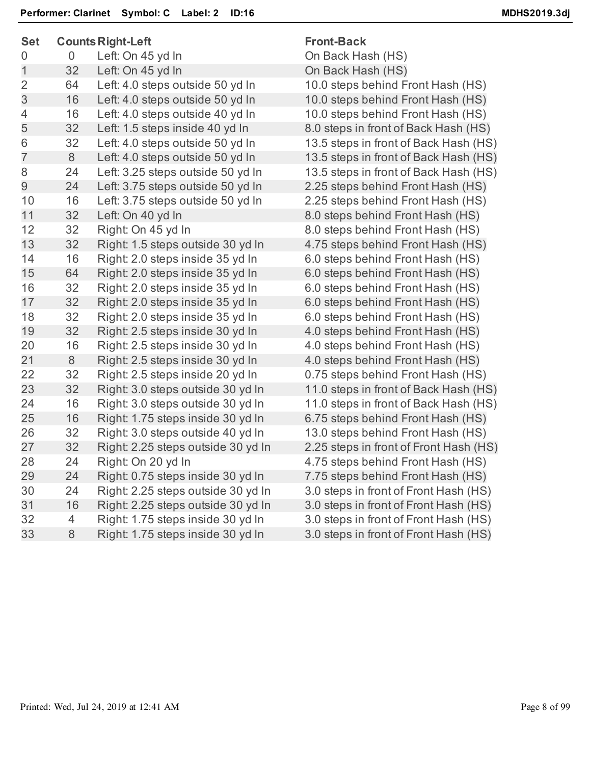**Performer: Clarinet** **Symbol: C** **Label: 2** **ID:16** **MDHS2019.3dj**

| Set | Counts | Right-Left | Front-Back |
|---|---|---|---|
| 0 | 0 | Left: On 45 yd ln | On Back Hash (HS) |
| 1 | 32 | Left: On 45 yd ln | On Back Hash (HS) |
| 2 | 64 | Left: 4.0 steps outside 50 yd ln | 10.0 steps behind Front Hash (HS) |
| 3 | 16 | Left: 4.0 steps outside 50 yd ln | 10.0 steps behind Front Hash (HS) |
| 4 | 16 | Left: 4.0 steps outside 40 yd ln | 10.0 steps behind Front Hash (HS) |
| 5 | 32 | Left: 1.5 steps inside 40 yd ln | 8.0 steps in front of Back Hash (HS) |
| 6 | 32 | Left: 4.0 steps outside 50 yd ln | 13.5 steps in front of Back Hash (HS) |
| 7 | 8 | Left: 4.0 steps outside 50 yd ln | 13.5 steps in front of Back Hash (HS) |
| 8 | 24 | Left: 3.25 steps outside 50 yd ln | 13.5 steps in front of Back Hash (HS) |
| 9 | 24 | Left: 3.75 steps outside 50 yd ln | 2.25 steps behind Front Hash (HS) |
| 10 | 16 | Left: 3.75 steps outside 50 yd ln | 2.25 steps behind Front Hash (HS) |
| 11 | 32 | Left: On 40 yd ln | 8.0 steps behind Front Hash (HS) |
| 12 | 32 | Right: On 45 yd ln | 8.0 steps behind Front Hash (HS) |
| 13 | 32 | Right: 1.5 steps outside 30 yd ln | 4.75 steps behind Front Hash (HS) |
| 14 | 16 | Right: 2.0 steps inside 35 yd ln | 6.0 steps behind Front Hash (HS) |
| 15 | 64 | Right: 2.0 steps inside 35 yd ln | 6.0 steps behind Front Hash (HS) |
| 16 | 32 | Right: 2.0 steps inside 35 yd ln | 6.0 steps behind Front Hash (HS) |
| 17 | 32 | Right: 2.0 steps inside 35 yd ln | 6.0 steps behind Front Hash (HS) |
| 18 | 32 | Right: 2.0 steps inside 35 yd ln | 6.0 steps behind Front Hash (HS) |
| 19 | 32 | Right: 2.5 steps inside 30 yd ln | 4.0 steps behind Front Hash (HS) |
| 20 | 16 | Right: 2.5 steps inside 30 yd ln | 4.0 steps behind Front Hash (HS) |
| 21 | 8 | Right: 2.5 steps inside 30 yd ln | 4.0 steps behind Front Hash (HS) |
| 22 | 32 | Right: 2.5 steps inside 20 yd ln | 0.75 steps behind Front Hash (HS) |
| 23 | 32 | Right: 3.0 steps outside 30 yd ln | 11.0 steps in front of Back Hash (HS) |
| 24 | 16 | Right: 3.0 steps outside 30 yd ln | 11.0 steps in front of Back Hash (HS) |
| 25 | 16 | Right: 1.75 steps inside 30 yd ln | 6.75 steps behind Front Hash (HS) |
| 26 | 32 | Right: 3.0 steps outside 40 yd ln | 13.0 steps behind Front Hash (HS) |
| 27 | 32 | Right: 2.25 steps outside 30 yd ln | 2.25 steps in front of Front Hash (HS) |
| 28 | 24 | Right: On 20 yd ln | 4.75 steps behind Front Hash (HS) |
| 29 | 24 | Right: 0.75 steps inside 30 yd ln | 7.75 steps behind Front Hash (HS) |
| 30 | 24 | Right: 2.25 steps outside 30 yd ln | 3.0 steps in front of Front Hash (HS) |
| 31 | 16 | Right: 2.25 steps outside 30 yd ln | 3.0 steps in front of Front Hash (HS) |
| 32 | 4 | Right: 1.75 steps inside 30 yd ln | 3.0 steps in front of Front Hash (HS) |
| 33 | 8 | Right: 1.75 steps inside 30 yd ln | 3.0 steps in front of Front Hash (HS) |

Printed: Wed, Jul 24, 2019 at 12:41 AM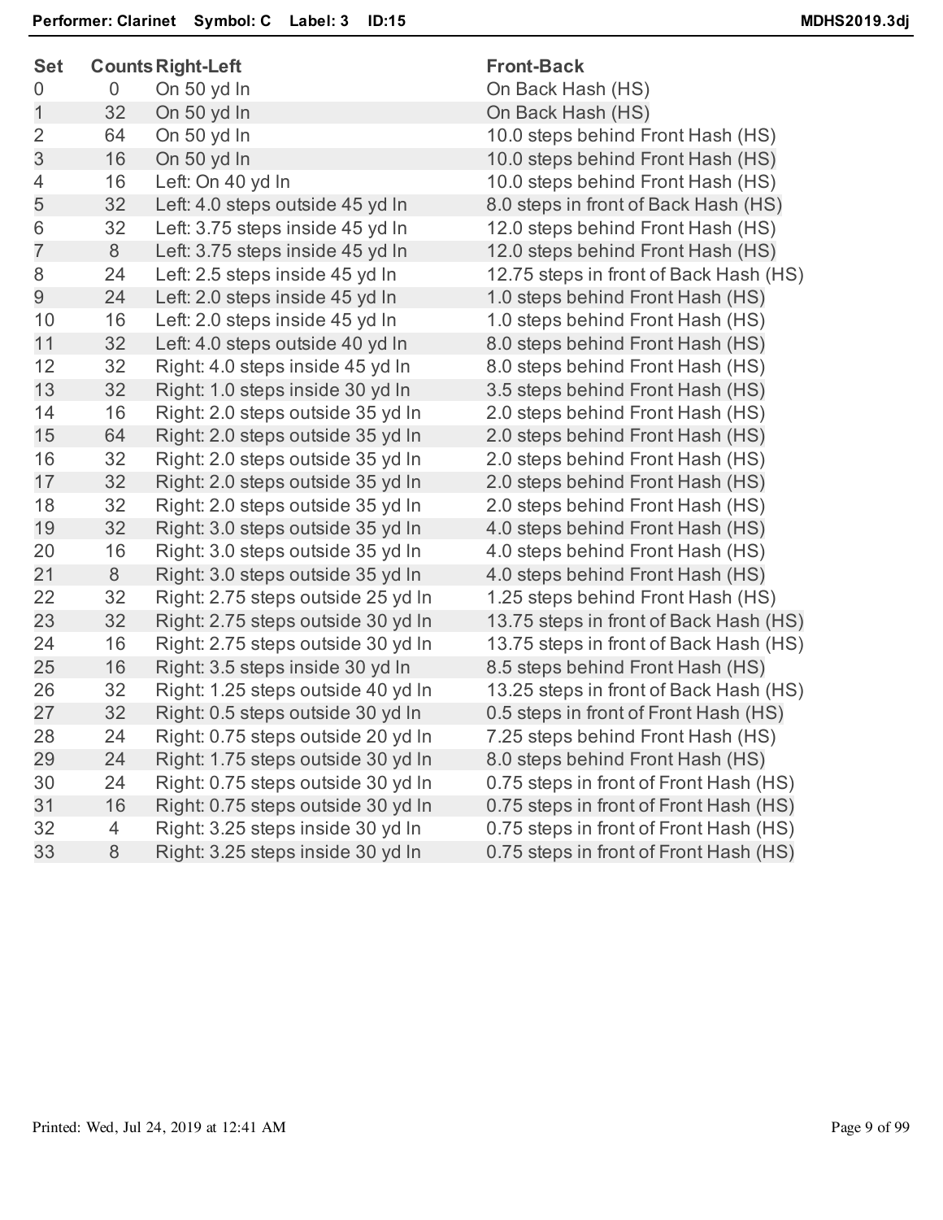**Performer: Clarinet  Symbol: C  Label: 3  ID:15**

| Set | Counts | Right-Left | Front-Back |
|---|---|---|---|
| 0 | 0 | On 50 yd ln | On Back Hash (HS) |
| 1 | 32 | On 50 yd ln | On Back Hash (HS) |
| 2 | 64 | On 50 yd ln | 10.0 steps behind Front Hash (HS) |
| 3 | 16 | On 50 yd ln | 10.0 steps behind Front Hash (HS) |
| 4 | 16 | Left: On 40 yd ln | 10.0 steps behind Front Hash (HS) |
| 5 | 32 | Left: 4.0 steps outside 45 yd ln | 8.0 steps in front of Back Hash (HS) |
| 6 | 32 | Left: 3.75 steps inside 45 yd ln | 12.0 steps behind Front Hash (HS) |
| 7 | 8 | Left: 3.75 steps inside 45 yd ln | 12.0 steps behind Front Hash (HS) |
| 8 | 24 | Left: 2.5 steps inside 45 yd ln | 12.75 steps in front of Back Hash (HS) |
| 9 | 24 | Left: 2.0 steps inside 45 yd ln | 1.0 steps behind Front Hash (HS) |
| 10 | 16 | Left: 2.0 steps inside 45 yd ln | 1.0 steps behind Front Hash (HS) |
| 11 | 32 | Left: 4.0 steps outside 40 yd ln | 8.0 steps behind Front Hash (HS) |
| 12 | 32 | Right: 4.0 steps inside 45 yd ln | 8.0 steps behind Front Hash (HS) |
| 13 | 32 | Right: 1.0 steps inside 30 yd ln | 3.5 steps behind Front Hash (HS) |
| 14 | 16 | Right: 2.0 steps outside 35 yd ln | 2.0 steps behind Front Hash (HS) |
| 15 | 64 | Right: 2.0 steps outside 35 yd ln | 2.0 steps behind Front Hash (HS) |
| 16 | 32 | Right: 2.0 steps outside 35 yd ln | 2.0 steps behind Front Hash (HS) |
| 17 | 32 | Right: 2.0 steps outside 35 yd ln | 2.0 steps behind Front Hash (HS) |
| 18 | 32 | Right: 2.0 steps outside 35 yd ln | 2.0 steps behind Front Hash (HS) |
| 19 | 32 | Right: 3.0 steps outside 35 yd ln | 4.0 steps behind Front Hash (HS) |
| 20 | 16 | Right: 3.0 steps outside 35 yd ln | 4.0 steps behind Front Hash (HS) |
| 21 | 8 | Right: 3.0 steps outside 35 yd ln | 4.0 steps behind Front Hash (HS) |
| 22 | 32 | Right: 2.75 steps outside 25 yd ln | 1.25 steps behind Front Hash (HS) |
| 23 | 32 | Right: 2.75 steps outside 30 yd ln | 13.75 steps in front of Back Hash (HS) |
| 24 | 16 | Right: 2.75 steps outside 30 yd ln | 13.75 steps in front of Back Hash (HS) |
| 25 | 16 | Right: 3.5 steps inside 30 yd ln | 8.5 steps behind Front Hash (HS) |
| 26 | 32 | Right: 1.25 steps outside 40 yd ln | 13.25 steps in front of Back Hash (HS) |
| 27 | 32 | Right: 0.5 steps outside 30 yd ln | 0.5 steps in front of Front Hash (HS) |
| 28 | 24 | Right: 0.75 steps outside 20 yd ln | 7.25 steps behind Front Hash (HS) |
| 29 | 24 | Right: 1.75 steps outside 30 yd ln | 8.0 steps behind Front Hash (HS) |
| 30 | 24 | Right: 0.75 steps outside 30 yd ln | 0.75 steps in front of Front Hash (HS) |
| 31 | 16 | Right: 0.75 steps outside 30 yd ln | 0.75 steps in front of Front Hash (HS) |
| 32 | 4 | Right: 3.25 steps inside 30 yd ln | 0.75 steps in front of Front Hash (HS) |
| 33 | 8 | Right: 3.25 steps inside 30 yd ln | 0.75 steps in front of Front Hash (HS) |

Printed: Wed, Jul 24, 2019 at 12:41 AM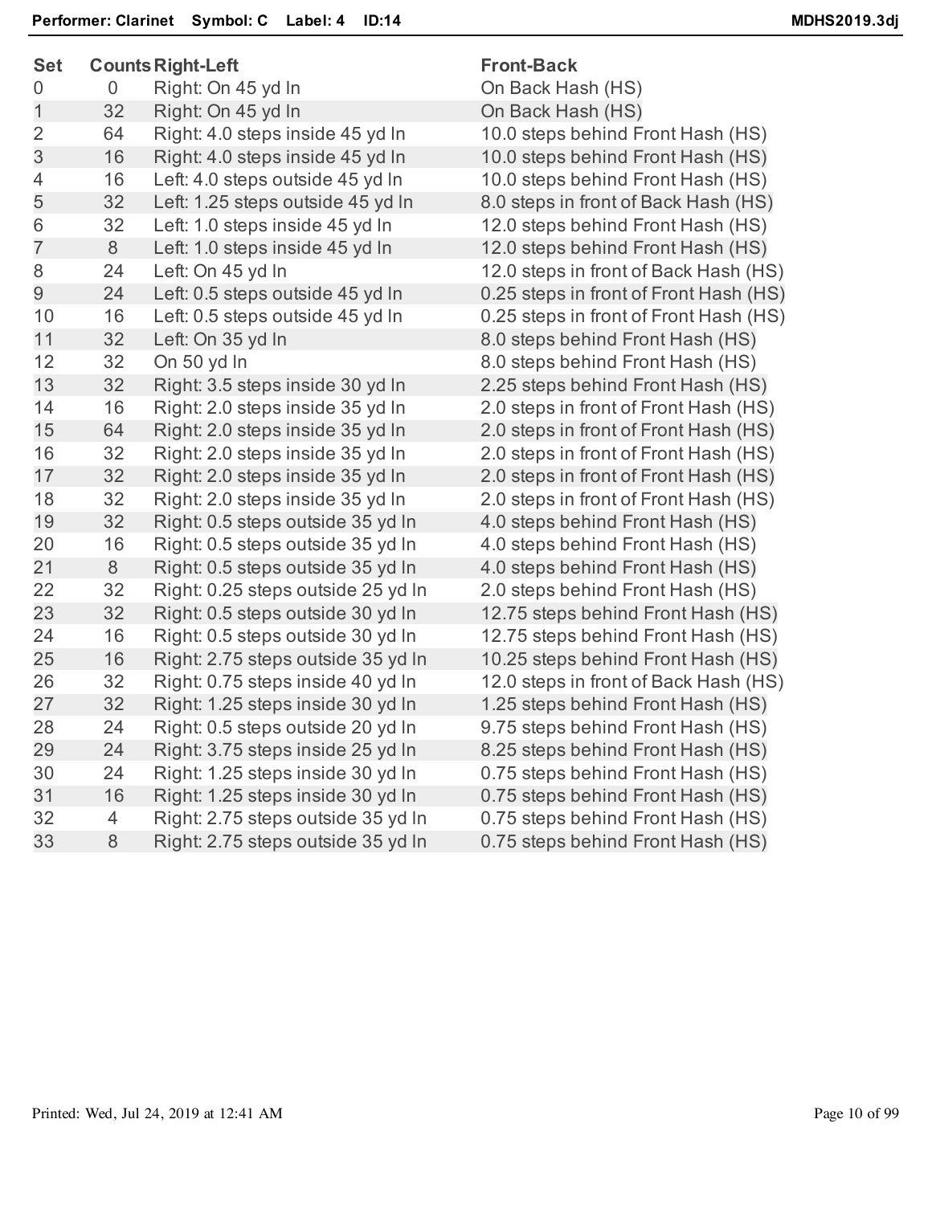**Performer: Clarinet  Symbol: C  Label: 4  ID:14**  **MDHS2019.3dj**

| Set | Counts | Right-Left | Front-Back |
|---|---|---|---|
| 0 | 0 | Right: On 45 yd ln | On Back Hash (HS) |
| 1 | 32 | Right: On 45 yd ln | On Back Hash (HS) |
| 2 | 64 | Right: 4.0 steps inside 45 yd ln | 10.0 steps behind Front Hash (HS) |
| 3 | 16 | Right: 4.0 steps inside 45 yd ln | 10.0 steps behind Front Hash (HS) |
| 4 | 16 | Left: 4.0 steps outside 45 yd ln | 10.0 steps behind Front Hash (HS) |
| 5 | 32 | Left: 1.25 steps outside 45 yd ln | 8.0 steps in front of Back Hash (HS) |
| 6 | 32 | Left: 1.0 steps inside 45 yd ln | 12.0 steps behind Front Hash (HS) |
| 7 | 8 | Left: 1.0 steps inside 45 yd ln | 12.0 steps behind Front Hash (HS) |
| 8 | 24 | Left: On 45 yd ln | 12.0 steps in front of Back Hash (HS) |
| 9 | 24 | Left: 0.5 steps outside 45 yd ln | 0.25 steps in front of Front Hash (HS) |
| 10 | 16 | Left: 0.5 steps outside 45 yd ln | 0.25 steps in front of Front Hash (HS) |
| 11 | 32 | Left: On 35 yd ln | 8.0 steps behind Front Hash (HS) |
| 12 | 32 | On 50 yd ln | 8.0 steps behind Front Hash (HS) |
| 13 | 32 | Right: 3.5 steps inside 30 yd ln | 2.25 steps behind Front Hash (HS) |
| 14 | 16 | Right: 2.0 steps inside 35 yd ln | 2.0 steps in front of Front Hash (HS) |
| 15 | 64 | Right: 2.0 steps inside 35 yd ln | 2.0 steps in front of Front Hash (HS) |
| 16 | 32 | Right: 2.0 steps inside 35 yd ln | 2.0 steps in front of Front Hash (HS) |
| 17 | 32 | Right: 2.0 steps inside 35 yd ln | 2.0 steps in front of Front Hash (HS) |
| 18 | 32 | Right: 2.0 steps inside 35 yd ln | 2.0 steps in front of Front Hash (HS) |
| 19 | 32 | Right: 0.5 steps outside 35 yd ln | 4.0 steps behind Front Hash (HS) |
| 20 | 16 | Right: 0.5 steps outside 35 yd ln | 4.0 steps behind Front Hash (HS) |
| 21 | 8 | Right: 0.5 steps outside 35 yd ln | 4.0 steps behind Front Hash (HS) |
| 22 | 32 | Right: 0.25 steps outside 25 yd ln | 2.0 steps behind Front Hash (HS) |
| 23 | 32 | Right: 0.5 steps outside 30 yd ln | 12.75 steps behind Front Hash (HS) |
| 24 | 16 | Right: 0.5 steps outside 30 yd ln | 12.75 steps behind Front Hash (HS) |
| 25 | 16 | Right: 2.75 steps outside 35 yd ln | 10.25 steps behind Front Hash (HS) |
| 26 | 32 | Right: 0.75 steps inside 40 yd ln | 12.0 steps in front of Back Hash (HS) |
| 27 | 32 | Right: 1.25 steps inside 30 yd ln | 1.25 steps behind Front Hash (HS) |
| 28 | 24 | Right: 0.5 steps outside 20 yd ln | 9.75 steps behind Front Hash (HS) |
| 29 | 24 | Right: 3.75 steps inside 25 yd ln | 8.25 steps behind Front Hash (HS) |
| 30 | 24 | Right: 1.25 steps inside 30 yd ln | 0.75 steps behind Front Hash (HS) |
| 31 | 16 | Right: 1.25 steps inside 30 yd ln | 0.75 steps behind Front Hash (HS) |
| 32 | 4 | Right: 2.75 steps outside 35 yd ln | 0.75 steps behind Front Hash (HS) |
| 33 | 8 | Right: 2.75 steps outside 35 yd ln | 0.75 steps behind Front Hash (HS) |

Printed: Wed, Jul 24, 2019 at 12:41 AM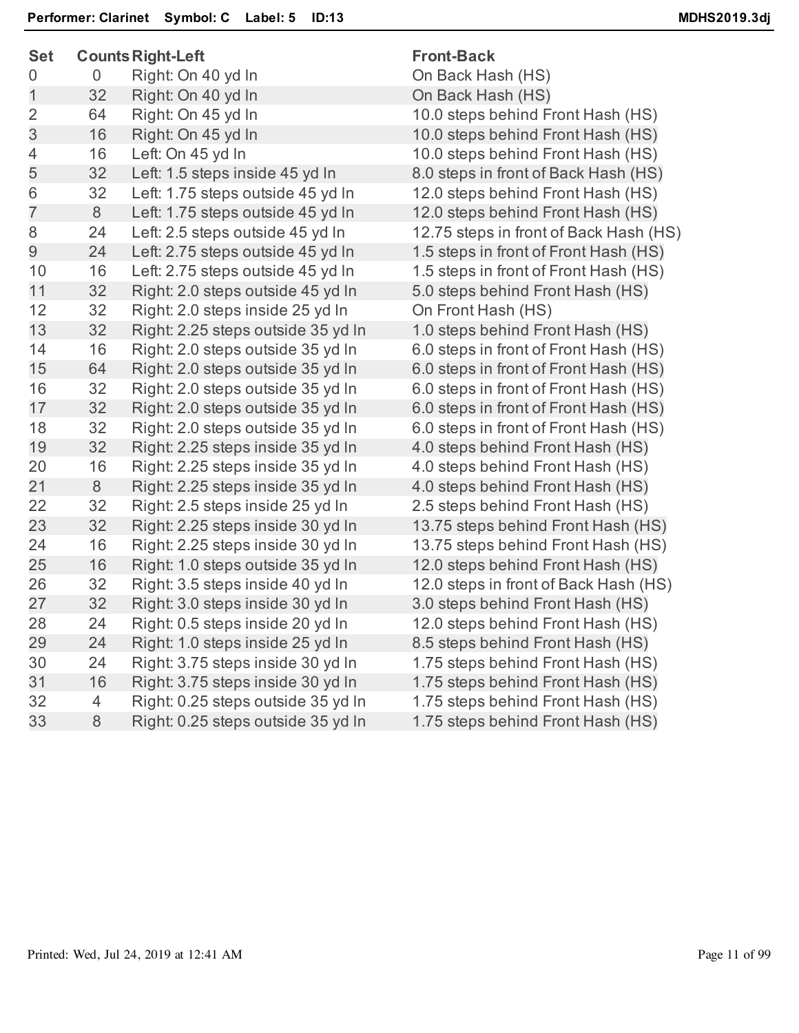**Performer: Clarinet    Symbol: C    Label: 5    ID:13**

| Set | Counts | Right-Left | Front-Back |
|---|---|---|---|
| 0 | 0 | Right: On 40 yd ln | On Back Hash (HS) |
| 1 | 32 | Right: On 40 yd ln | On Back Hash (HS) |
| 2 | 64 | Right: On 45 yd ln | 10.0 steps behind Front Hash (HS) |
| 3 | 16 | Right: On 45 yd ln | 10.0 steps behind Front Hash (HS) |
| 4 | 16 | Left: On 45 yd ln | 10.0 steps behind Front Hash (HS) |
| 5 | 32 | Left: 1.5 steps inside 45 yd ln | 8.0 steps in front of Back Hash (HS) |
| 6 | 32 | Left: 1.75 steps outside 45 yd ln | 12.0 steps behind Front Hash (HS) |
| 7 | 8 | Left: 1.75 steps outside 45 yd ln | 12.0 steps behind Front Hash (HS) |
| 8 | 24 | Left: 2.5 steps outside 45 yd ln | 12.75 steps in front of Back Hash (HS) |
| 9 | 24 | Left: 2.75 steps outside 45 yd ln | 1.5 steps in front of Front Hash (HS) |
| 10 | 16 | Left: 2.75 steps outside 45 yd ln | 1.5 steps in front of Front Hash (HS) |
| 11 | 32 | Right: 2.0 steps outside 45 yd ln | 5.0 steps behind Front Hash (HS) |
| 12 | 32 | Right: 2.0 steps inside 25 yd ln | On Front Hash (HS) |
| 13 | 32 | Right: 2.25 steps outside 35 yd ln | 1.0 steps behind Front Hash (HS) |
| 14 | 16 | Right: 2.0 steps outside 35 yd ln | 6.0 steps in front of Front Hash (HS) |
| 15 | 64 | Right: 2.0 steps outside 35 yd ln | 6.0 steps in front of Front Hash (HS) |
| 16 | 32 | Right: 2.0 steps outside 35 yd ln | 6.0 steps in front of Front Hash (HS) |
| 17 | 32 | Right: 2.0 steps outside 35 yd ln | 6.0 steps in front of Front Hash (HS) |
| 18 | 32 | Right: 2.0 steps outside 35 yd ln | 6.0 steps in front of Front Hash (HS) |
| 19 | 32 | Right: 2.25 steps inside 35 yd ln | 4.0 steps behind Front Hash (HS) |
| 20 | 16 | Right: 2.25 steps inside 35 yd ln | 4.0 steps behind Front Hash (HS) |
| 21 | 8 | Right: 2.25 steps inside 35 yd ln | 4.0 steps behind Front Hash (HS) |
| 22 | 32 | Right: 2.5 steps inside 25 yd ln | 2.5 steps behind Front Hash (HS) |
| 23 | 32 | Right: 2.25 steps inside 30 yd ln | 13.75 steps behind Front Hash (HS) |
| 24 | 16 | Right: 2.25 steps inside 30 yd ln | 13.75 steps behind Front Hash (HS) |
| 25 | 16 | Right: 1.0 steps outside 35 yd ln | 12.0 steps behind Front Hash (HS) |
| 26 | 32 | Right: 3.5 steps inside 40 yd ln | 12.0 steps in front of Back Hash (HS) |
| 27 | 32 | Right: 3.0 steps inside 30 yd ln | 3.0 steps behind Front Hash (HS) |
| 28 | 24 | Right: 0.5 steps inside 20 yd ln | 12.0 steps behind Front Hash (HS) |
| 29 | 24 | Right: 1.0 steps inside 25 yd ln | 8.5 steps behind Front Hash (HS) |
| 30 | 24 | Right: 3.75 steps inside 30 yd ln | 1.75 steps behind Front Hash (HS) |
| 31 | 16 | Right: 3.75 steps inside 30 yd ln | 1.75 steps behind Front Hash (HS) |
| 32 | 4 | Right: 0.25 steps outside 35 yd ln | 1.75 steps behind Front Hash (HS) |
| 33 | 8 | Right: 0.25 steps outside 35 yd ln | 1.75 steps behind Front Hash (HS) |

Printed: Wed, Jul 24, 2019 at 12:41 AM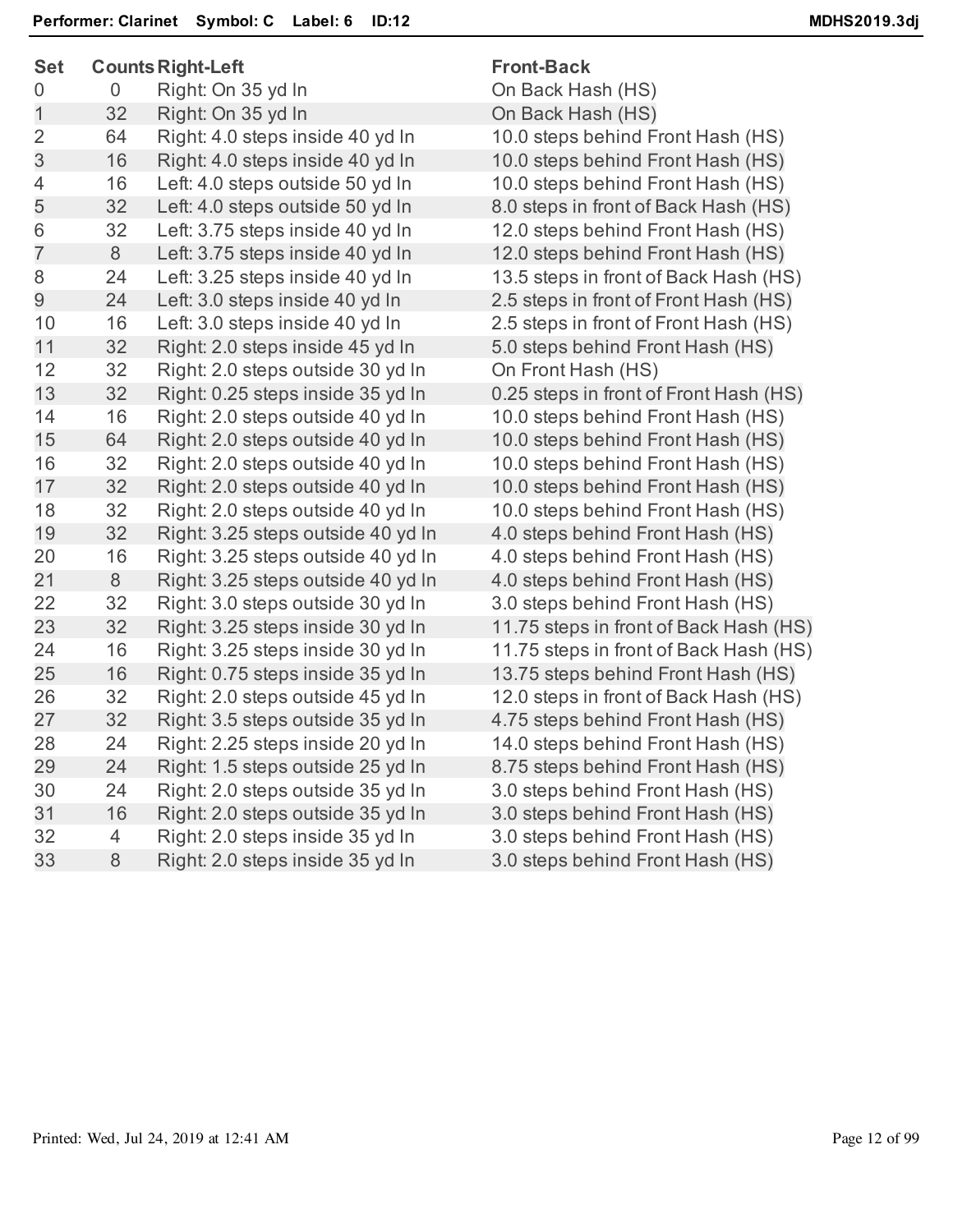**Performer: Clarinet Symbol: C Label: 6 ID:12** MDHS2019.3dj

| Set | Counts | Right-Left | Front-Back |
|---|---|---|---|
| 0 | 0 | Right: On 35 yd ln | On Back Hash (HS) |
| 1 | 32 | Right: On 35 yd ln | On Back Hash (HS) |
| 2 | 64 | Right: 4.0 steps inside 40 yd ln | 10.0 steps behind Front Hash (HS) |
| 3 | 16 | Right: 4.0 steps inside 40 yd ln | 10.0 steps behind Front Hash (HS) |
| 4 | 16 | Left: 4.0 steps outside 50 yd ln | 10.0 steps behind Front Hash (HS) |
| 5 | 32 | Left: 4.0 steps outside 50 yd ln | 8.0 steps in front of Back Hash (HS) |
| 6 | 32 | Left: 3.75 steps inside 40 yd ln | 12.0 steps behind Front Hash (HS) |
| 7 | 8 | Left: 3.75 steps inside 40 yd ln | 12.0 steps behind Front Hash (HS) |
| 8 | 24 | Left: 3.25 steps inside 40 yd ln | 13.5 steps in front of Back Hash (HS) |
| 9 | 24 | Left: 3.0 steps inside 40 yd ln | 2.5 steps in front of Front Hash (HS) |
| 10 | 16 | Left: 3.0 steps inside 40 yd ln | 2.5 steps in front of Front Hash (HS) |
| 11 | 32 | Right: 2.0 steps inside 45 yd ln | 5.0 steps behind Front Hash (HS) |
| 12 | 32 | Right: 2.0 steps outside 30 yd ln | On Front Hash (HS) |
| 13 | 32 | Right: 0.25 steps inside 35 yd ln | 0.25 steps in front of Front Hash (HS) |
| 14 | 16 | Right: 2.0 steps outside 40 yd ln | 10.0 steps behind Front Hash (HS) |
| 15 | 64 | Right: 2.0 steps outside 40 yd ln | 10.0 steps behind Front Hash (HS) |
| 16 | 32 | Right: 2.0 steps outside 40 yd ln | 10.0 steps behind Front Hash (HS) |
| 17 | 32 | Right: 2.0 steps outside 40 yd ln | 10.0 steps behind Front Hash (HS) |
| 18 | 32 | Right: 2.0 steps outside 40 yd ln | 10.0 steps behind Front Hash (HS) |
| 19 | 32 | Right: 3.25 steps outside 40 yd ln | 4.0 steps behind Front Hash (HS) |
| 20 | 16 | Right: 3.25 steps outside 40 yd ln | 4.0 steps behind Front Hash (HS) |
| 21 | 8 | Right: 3.25 steps outside 40 yd ln | 4.0 steps behind Front Hash (HS) |
| 22 | 32 | Right: 3.0 steps outside 30 yd ln | 3.0 steps behind Front Hash (HS) |
| 23 | 32 | Right: 3.25 steps inside 30 yd ln | 11.75 steps in front of Back Hash (HS) |
| 24 | 16 | Right: 3.25 steps inside 30 yd ln | 11.75 steps in front of Back Hash (HS) |
| 25 | 16 | Right: 0.75 steps inside 35 yd ln | 13.75 steps behind Front Hash (HS) |
| 26 | 32 | Right: 2.0 steps outside 45 yd ln | 12.0 steps in front of Back Hash (HS) |
| 27 | 32 | Right: 3.5 steps outside 35 yd ln | 4.75 steps behind Front Hash (HS) |
| 28 | 24 | Right: 2.25 steps inside 20 yd ln | 14.0 steps behind Front Hash (HS) |
| 29 | 24 | Right: 1.5 steps outside 25 yd ln | 8.75 steps behind Front Hash (HS) |
| 30 | 24 | Right: 2.0 steps outside 35 yd ln | 3.0 steps behind Front Hash (HS) |
| 31 | 16 | Right: 2.0 steps outside 35 yd ln | 3.0 steps behind Front Hash (HS) |
| 32 | 4 | Right: 2.0 steps inside 35 yd ln | 3.0 steps behind Front Hash (HS) |
| 33 | 8 | Right: 2.0 steps inside 35 yd ln | 3.0 steps behind Front Hash (HS) |

Printed: Wed, Jul 24, 2019 at 12:41 AM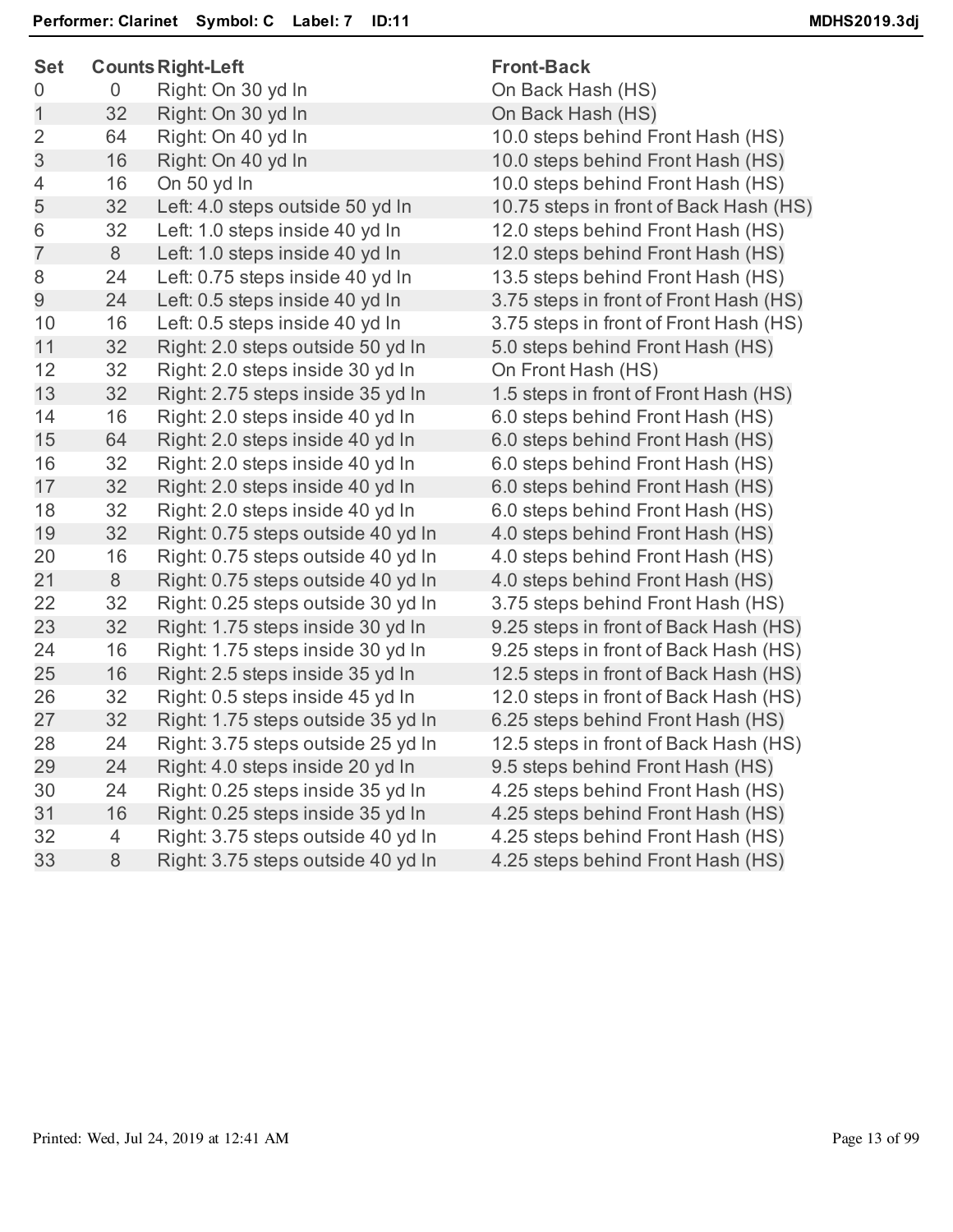**Performer: Clarinet** **Symbol: C** **Label: 7** **ID:11** **MDHS2019.3dj**

| Set | Counts | Right-Left | Front-Back |
|---|---|---|---|
| 0 | 0 | Right: On 30 yd ln | On Back Hash (HS) |
| 1 | 32 | Right: On 30 yd ln | On Back Hash (HS) |
| 2 | 64 | Right: On 40 yd ln | 10.0 steps behind Front Hash (HS) |
| 3 | 16 | Right: On 40 yd ln | 10.0 steps behind Front Hash (HS) |
| 4 | 16 | On 50 yd ln | 10.0 steps behind Front Hash (HS) |
| 5 | 32 | Left: 4.0 steps outside 50 yd ln | 10.75 steps in front of Back Hash (HS) |
| 6 | 32 | Left: 1.0 steps inside 40 yd ln | 12.0 steps behind Front Hash (HS) |
| 7 | 8 | Left: 1.0 steps inside 40 yd ln | 12.0 steps behind Front Hash (HS) |
| 8 | 24 | Left: 0.75 steps inside 40 yd ln | 13.5 steps behind Front Hash (HS) |
| 9 | 24 | Left: 0.5 steps inside 40 yd ln | 3.75 steps in front of Front Hash (HS) |
| 10 | 16 | Left: 0.5 steps inside 40 yd ln | 3.75 steps in front of Front Hash (HS) |
| 11 | 32 | Right: 2.0 steps outside 50 yd ln | 5.0 steps behind Front Hash (HS) |
| 12 | 32 | Right: 2.0 steps inside 30 yd ln | On Front Hash (HS) |
| 13 | 32 | Right: 2.75 steps inside 35 yd ln | 1.5 steps in front of Front Hash (HS) |
| 14 | 16 | Right: 2.0 steps inside 40 yd ln | 6.0 steps behind Front Hash (HS) |
| 15 | 64 | Right: 2.0 steps inside 40 yd ln | 6.0 steps behind Front Hash (HS) |
| 16 | 32 | Right: 2.0 steps inside 40 yd ln | 6.0 steps behind Front Hash (HS) |
| 17 | 32 | Right: 2.0 steps inside 40 yd ln | 6.0 steps behind Front Hash (HS) |
| 18 | 32 | Right: 2.0 steps inside 40 yd ln | 6.0 steps behind Front Hash (HS) |
| 19 | 32 | Right: 0.75 steps outside 40 yd ln | 4.0 steps behind Front Hash (HS) |
| 20 | 16 | Right: 0.75 steps outside 40 yd ln | 4.0 steps behind Front Hash (HS) |
| 21 | 8 | Right: 0.75 steps outside 40 yd ln | 4.0 steps behind Front Hash (HS) |
| 22 | 32 | Right: 0.25 steps outside 30 yd ln | 3.75 steps behind Front Hash (HS) |
| 23 | 32 | Right: 1.75 steps inside 30 yd ln | 9.25 steps in front of Back Hash (HS) |
| 24 | 16 | Right: 1.75 steps inside 30 yd ln | 9.25 steps in front of Back Hash (HS) |
| 25 | 16 | Right: 2.5 steps inside 35 yd ln | 12.5 steps in front of Back Hash (HS) |
| 26 | 32 | Right: 0.5 steps inside 45 yd ln | 12.0 steps in front of Back Hash (HS) |
| 27 | 32 | Right: 1.75 steps outside 35 yd ln | 6.25 steps behind Front Hash (HS) |
| 28 | 24 | Right: 3.75 steps outside 25 yd ln | 12.5 steps in front of Back Hash (HS) |
| 29 | 24 | Right: 4.0 steps inside 20 yd ln | 9.5 steps behind Front Hash (HS) |
| 30 | 24 | Right: 0.25 steps inside 35 yd ln | 4.25 steps behind Front Hash (HS) |
| 31 | 16 | Right: 0.25 steps inside 35 yd ln | 4.25 steps behind Front Hash (HS) |
| 32 | 4 | Right: 3.75 steps outside 40 yd ln | 4.25 steps behind Front Hash (HS) |
| 33 | 8 | Right: 3.75 steps outside 40 yd ln | 4.25 steps behind Front Hash (HS) |

Printed: Wed, Jul 24, 2019 at 12:41 AM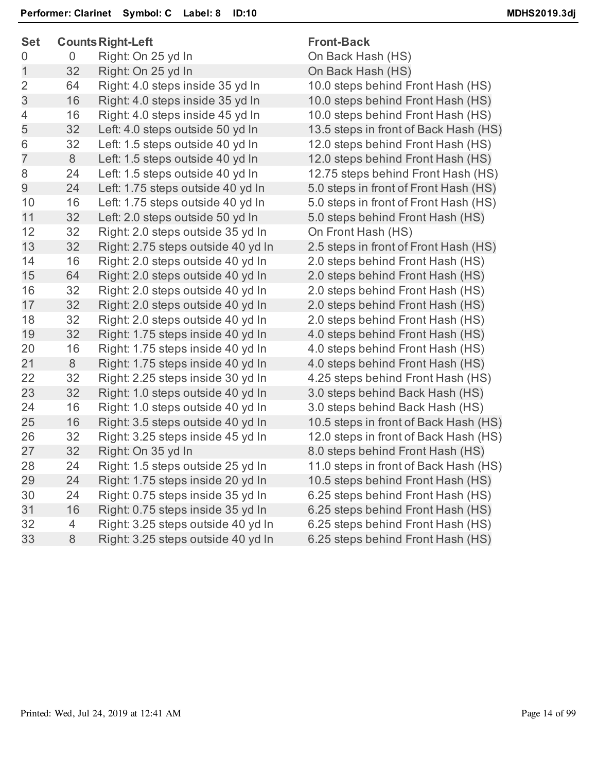**Performer: Clarinet  Symbol: C  Label: 8  ID:10**

| Set | Counts | Right-Left | Front-Back |
|---|---|---|---|
| 0 | 0 | Right: On 25 yd ln | On Back Hash (HS) |
| 1 | 32 | Right: On 25 yd ln | On Back Hash (HS) |
| 2 | 64 | Right: 4.0 steps inside 35 yd ln | 10.0 steps behind Front Hash (HS) |
| 3 | 16 | Right: 4.0 steps inside 35 yd ln | 10.0 steps behind Front Hash (HS) |
| 4 | 16 | Right: 4.0 steps inside 45 yd ln | 10.0 steps behind Front Hash (HS) |
| 5 | 32 | Left: 4.0 steps outside 50 yd ln | 13.5 steps in front of Back Hash (HS) |
| 6 | 32 | Left: 1.5 steps outside 40 yd ln | 12.0 steps behind Front Hash (HS) |
| 7 | 8 | Left: 1.5 steps outside 40 yd ln | 12.0 steps behind Front Hash (HS) |
| 8 | 24 | Left: 1.5 steps outside 40 yd ln | 12.75 steps behind Front Hash (HS) |
| 9 | 24 | Left: 1.75 steps outside 40 yd ln | 5.0 steps in front of Front Hash (HS) |
| 10 | 16 | Left: 1.75 steps outside 40 yd ln | 5.0 steps in front of Front Hash (HS) |
| 11 | 32 | Left: 2.0 steps outside 50 yd ln | 5.0 steps behind Front Hash (HS) |
| 12 | 32 | Right: 2.0 steps outside 35 yd ln | On Front Hash (HS) |
| 13 | 32 | Right: 2.75 steps outside 40 yd ln | 2.5 steps in front of Front Hash (HS) |
| 14 | 16 | Right: 2.0 steps outside 40 yd ln | 2.0 steps behind Front Hash (HS) |
| 15 | 64 | Right: 2.0 steps outside 40 yd ln | 2.0 steps behind Front Hash (HS) |
| 16 | 32 | Right: 2.0 steps outside 40 yd ln | 2.0 steps behind Front Hash (HS) |
| 17 | 32 | Right: 2.0 steps outside 40 yd ln | 2.0 steps behind Front Hash (HS) |
| 18 | 32 | Right: 2.0 steps outside 40 yd ln | 2.0 steps behind Front Hash (HS) |
| 19 | 32 | Right: 1.75 steps inside 40 yd ln | 4.0 steps behind Front Hash (HS) |
| 20 | 16 | Right: 1.75 steps inside 40 yd ln | 4.0 steps behind Front Hash (HS) |
| 21 | 8 | Right: 1.75 steps inside 40 yd ln | 4.0 steps behind Front Hash (HS) |
| 22 | 32 | Right: 2.25 steps inside 30 yd ln | 4.25 steps behind Front Hash (HS) |
| 23 | 32 | Right: 1.0 steps outside 40 yd ln | 3.0 steps behind Back Hash (HS) |
| 24 | 16 | Right: 1.0 steps outside 40 yd ln | 3.0 steps behind Back Hash (HS) |
| 25 | 16 | Right: 3.5 steps outside 40 yd ln | 10.5 steps in front of Back Hash (HS) |
| 26 | 32 | Right: 3.25 steps inside 45 yd ln | 12.0 steps in front of Back Hash (HS) |
| 27 | 32 | Right: On 35 yd ln | 8.0 steps behind Front Hash (HS) |
| 28 | 24 | Right: 1.5 steps outside 25 yd ln | 11.0 steps in front of Back Hash (HS) |
| 29 | 24 | Right: 1.75 steps inside 20 yd ln | 10.5 steps behind Front Hash (HS) |
| 30 | 24 | Right: 0.75 steps inside 35 yd ln | 6.25 steps behind Front Hash (HS) |
| 31 | 16 | Right: 0.75 steps inside 35 yd ln | 6.25 steps behind Front Hash (HS) |
| 32 | 4 | Right: 3.25 steps outside 40 yd ln | 6.25 steps behind Front Hash (HS) |
| 33 | 8 | Right: 3.25 steps outside 40 yd ln | 6.25 steps behind Front Hash (HS) |

Printed: Wed, Jul 24, 2019 at 12:41 AM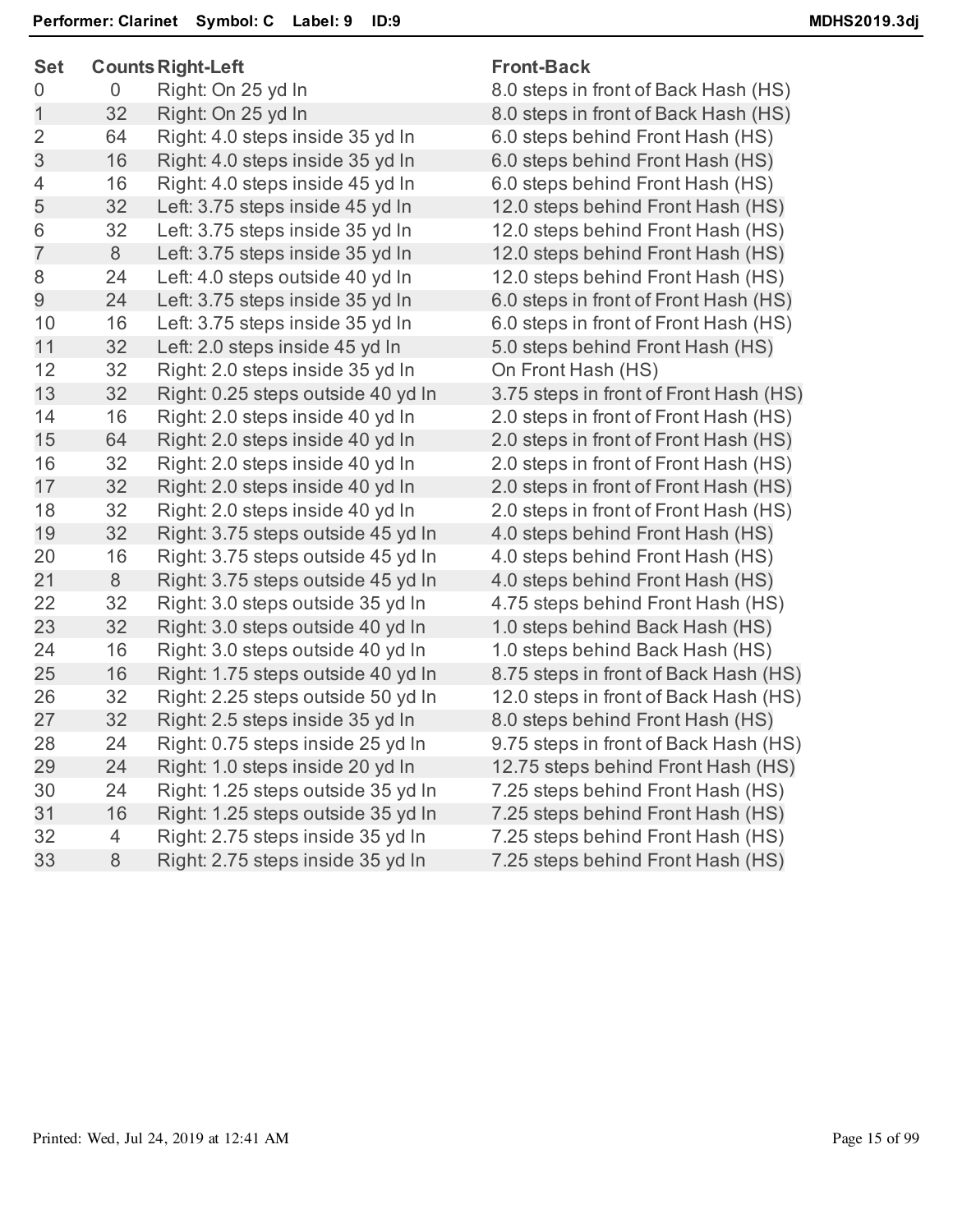**Performer: Clarinet Symbol: C Label: 9 ID:9** | **MDHS2019.3dj**

| Set | Counts | Right-Left | Front-Back |
|---|---|---|---|
| 0 | 0 | Right: On 25 yd ln | 8.0 steps in front of Back Hash (HS) |
| 1 | 32 | Right: On 25 yd ln | 8.0 steps in front of Back Hash (HS) |
| 2 | 64 | Right: 4.0 steps inside 35 yd ln | 6.0 steps behind Front Hash (HS) |
| 3 | 16 | Right: 4.0 steps inside 35 yd ln | 6.0 steps behind Front Hash (HS) |
| 4 | 16 | Right: 4.0 steps inside 45 yd ln | 6.0 steps behind Front Hash (HS) |
| 5 | 32 | Left: 3.75 steps inside 45 yd ln | 12.0 steps behind Front Hash (HS) |
| 6 | 32 | Left: 3.75 steps inside 35 yd ln | 12.0 steps behind Front Hash (HS) |
| 7 | 8 | Left: 3.75 steps inside 35 yd ln | 12.0 steps behind Front Hash (HS) |
| 8 | 24 | Left: 4.0 steps outside 40 yd ln | 12.0 steps behind Front Hash (HS) |
| 9 | 24 | Left: 3.75 steps inside 35 yd ln | 6.0 steps in front of Front Hash (HS) |
| 10 | 16 | Left: 3.75 steps inside 35 yd ln | 6.0 steps in front of Front Hash (HS) |
| 11 | 32 | Left: 2.0 steps inside 45 yd ln | 5.0 steps behind Front Hash (HS) |
| 12 | 32 | Right: 2.0 steps inside 35 yd ln | On Front Hash (HS) |
| 13 | 32 | Right: 0.25 steps outside 40 yd ln | 3.75 steps in front of Front Hash (HS) |
| 14 | 16 | Right: 2.0 steps inside 40 yd ln | 2.0 steps in front of Front Hash (HS) |
| 15 | 64 | Right: 2.0 steps inside 40 yd ln | 2.0 steps in front of Front Hash (HS) |
| 16 | 32 | Right: 2.0 steps inside 40 yd ln | 2.0 steps in front of Front Hash (HS) |
| 17 | 32 | Right: 2.0 steps inside 40 yd ln | 2.0 steps in front of Front Hash (HS) |
| 18 | 32 | Right: 2.0 steps inside 40 yd ln | 2.0 steps in front of Front Hash (HS) |
| 19 | 32 | Right: 3.75 steps outside 45 yd ln | 4.0 steps behind Front Hash (HS) |
| 20 | 16 | Right: 3.75 steps outside 45 yd ln | 4.0 steps behind Front Hash (HS) |
| 21 | 8 | Right: 3.75 steps outside 45 yd ln | 4.0 steps behind Front Hash (HS) |
| 22 | 32 | Right: 3.0 steps outside 35 yd ln | 4.75 steps behind Front Hash (HS) |
| 23 | 32 | Right: 3.0 steps outside 40 yd ln | 1.0 steps behind Back Hash (HS) |
| 24 | 16 | Right: 3.0 steps outside 40 yd ln | 1.0 steps behind Back Hash (HS) |
| 25 | 16 | Right: 1.75 steps outside 40 yd ln | 8.75 steps in front of Back Hash (HS) |
| 26 | 32 | Right: 2.25 steps outside 50 yd ln | 12.0 steps in front of Back Hash (HS) |
| 27 | 32 | Right: 2.5 steps inside 35 yd ln | 8.0 steps behind Front Hash (HS) |
| 28 | 24 | Right: 0.75 steps inside 25 yd ln | 9.75 steps in front of Back Hash (HS) |
| 29 | 24 | Right: 1.0 steps inside 20 yd ln | 12.75 steps behind Front Hash (HS) |
| 30 | 24 | Right: 1.25 steps outside 35 yd ln | 7.25 steps behind Front Hash (HS) |
| 31 | 16 | Right: 1.25 steps outside 35 yd ln | 7.25 steps behind Front Hash (HS) |
| 32 | 4 | Right: 2.75 steps inside 35 yd ln | 7.25 steps behind Front Hash (HS) |
| 33 | 8 | Right: 2.75 steps inside 35 yd ln | 7.25 steps behind Front Hash (HS) |

Printed: Wed, Jul 24, 2019 at 12:41 AM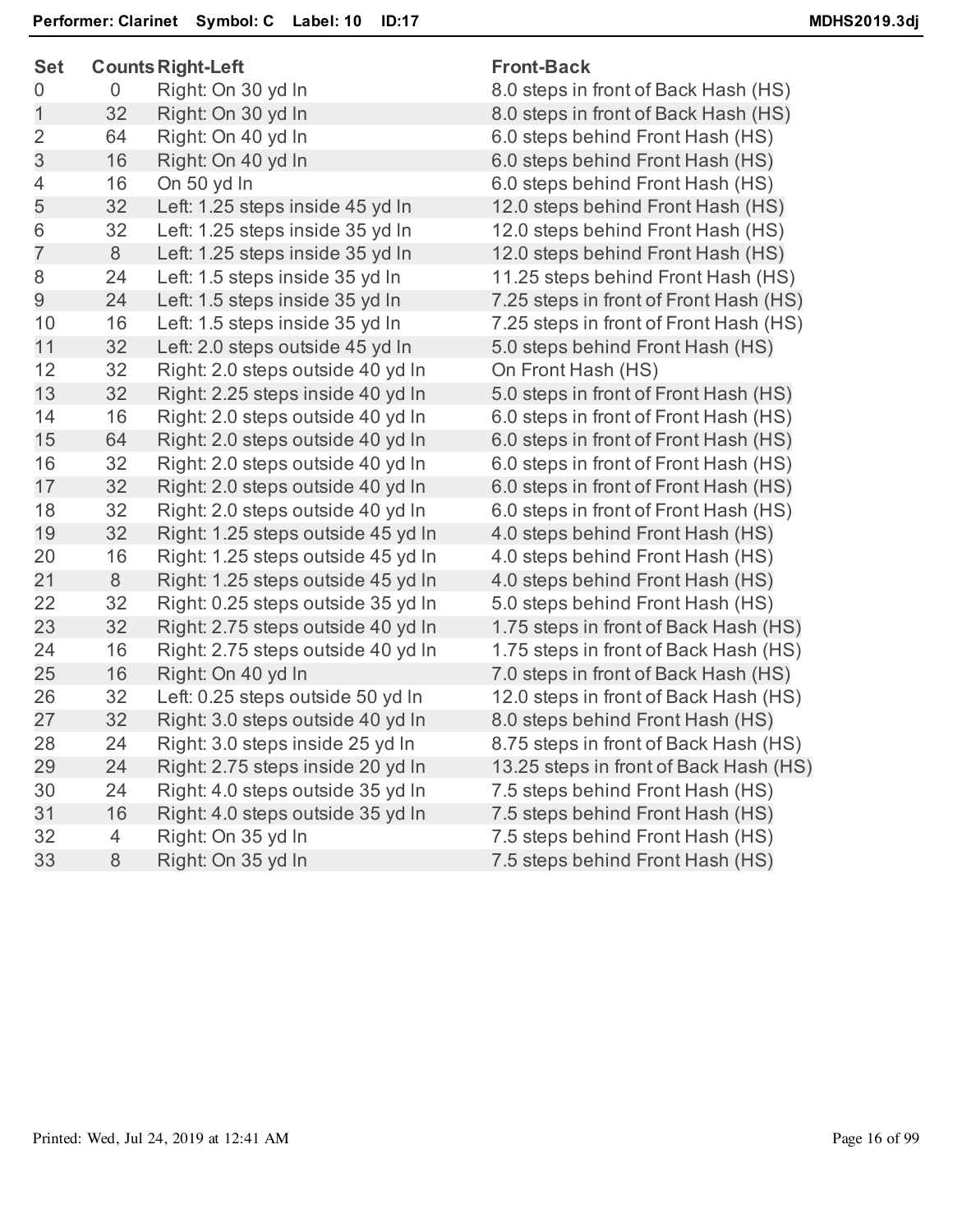**Performer: Clarinet    Symbol: C    Label: 10    ID:17**

| Set | Counts | Right-Left | Front-Back |
|---|---|---|---|
| 0 | 0 | Right: On 30 yd ln | 8.0 steps in front of Back Hash (HS) |
| 1 | 32 | Right: On 30 yd ln | 8.0 steps in front of Back Hash (HS) |
| 2 | 64 | Right: On 40 yd ln | 6.0 steps behind Front Hash (HS) |
| 3 | 16 | Right: On 40 yd ln | 6.0 steps behind Front Hash (HS) |
| 4 | 16 | On 50 yd ln | 6.0 steps behind Front Hash (HS) |
| 5 | 32 | Left: 1.25 steps inside 45 yd ln | 12.0 steps behind Front Hash (HS) |
| 6 | 32 | Left: 1.25 steps inside 35 yd ln | 12.0 steps behind Front Hash (HS) |
| 7 | 8 | Left: 1.25 steps inside 35 yd ln | 12.0 steps behind Front Hash (HS) |
| 8 | 24 | Left: 1.5 steps inside 35 yd ln | 11.25 steps behind Front Hash (HS) |
| 9 | 24 | Left: 1.5 steps inside 35 yd ln | 7.25 steps in front of Front Hash (HS) |
| 10 | 16 | Left: 1.5 steps inside 35 yd ln | 7.25 steps in front of Front Hash (HS) |
| 11 | 32 | Left: 2.0 steps outside 45 yd ln | 5.0 steps behind Front Hash (HS) |
| 12 | 32 | Right: 2.0 steps outside 40 yd ln | On Front Hash (HS) |
| 13 | 32 | Right: 2.25 steps inside 40 yd ln | 5.0 steps in front of Front Hash (HS) |
| 14 | 16 | Right: 2.0 steps outside 40 yd ln | 6.0 steps in front of Front Hash (HS) |
| 15 | 64 | Right: 2.0 steps outside 40 yd ln | 6.0 steps in front of Front Hash (HS) |
| 16 | 32 | Right: 2.0 steps outside 40 yd ln | 6.0 steps in front of Front Hash (HS) |
| 17 | 32 | Right: 2.0 steps outside 40 yd ln | 6.0 steps in front of Front Hash (HS) |
| 18 | 32 | Right: 2.0 steps outside 40 yd ln | 6.0 steps in front of Front Hash (HS) |
| 19 | 32 | Right: 1.25 steps outside 45 yd ln | 4.0 steps behind Front Hash (HS) |
| 20 | 16 | Right: 1.25 steps outside 45 yd ln | 4.0 steps behind Front Hash (HS) |
| 21 | 8 | Right: 1.25 steps outside 45 yd ln | 4.0 steps behind Front Hash (HS) |
| 22 | 32 | Right: 0.25 steps outside 35 yd ln | 5.0 steps behind Front Hash (HS) |
| 23 | 32 | Right: 2.75 steps outside 40 yd ln | 1.75 steps in front of Back Hash (HS) |
| 24 | 16 | Right: 2.75 steps outside 40 yd ln | 1.75 steps in front of Back Hash (HS) |
| 25 | 16 | Right: On 40 yd ln | 7.0 steps in front of Back Hash (HS) |
| 26 | 32 | Left: 0.25 steps outside 50 yd ln | 12.0 steps in front of Back Hash (HS) |
| 27 | 32 | Right: 3.0 steps outside 40 yd ln | 8.0 steps behind Front Hash (HS) |
| 28 | 24 | Right: 3.0 steps inside 25 yd ln | 8.75 steps in front of Back Hash (HS) |
| 29 | 24 | Right: 2.75 steps inside 20 yd ln | 13.25 steps in front of Back Hash (HS) |
| 30 | 24 | Right: 4.0 steps outside 35 yd ln | 7.5 steps behind Front Hash (HS) |
| 31 | 16 | Right: 4.0 steps outside 35 yd ln | 7.5 steps behind Front Hash (HS) |
| 32 | 4 | Right: On 35 yd ln | 7.5 steps behind Front Hash (HS) |
| 33 | 8 | Right: On 35 yd ln | 7.5 steps behind Front Hash (HS) |

Printed: Wed, Jul 24, 2019 at 12:41 AM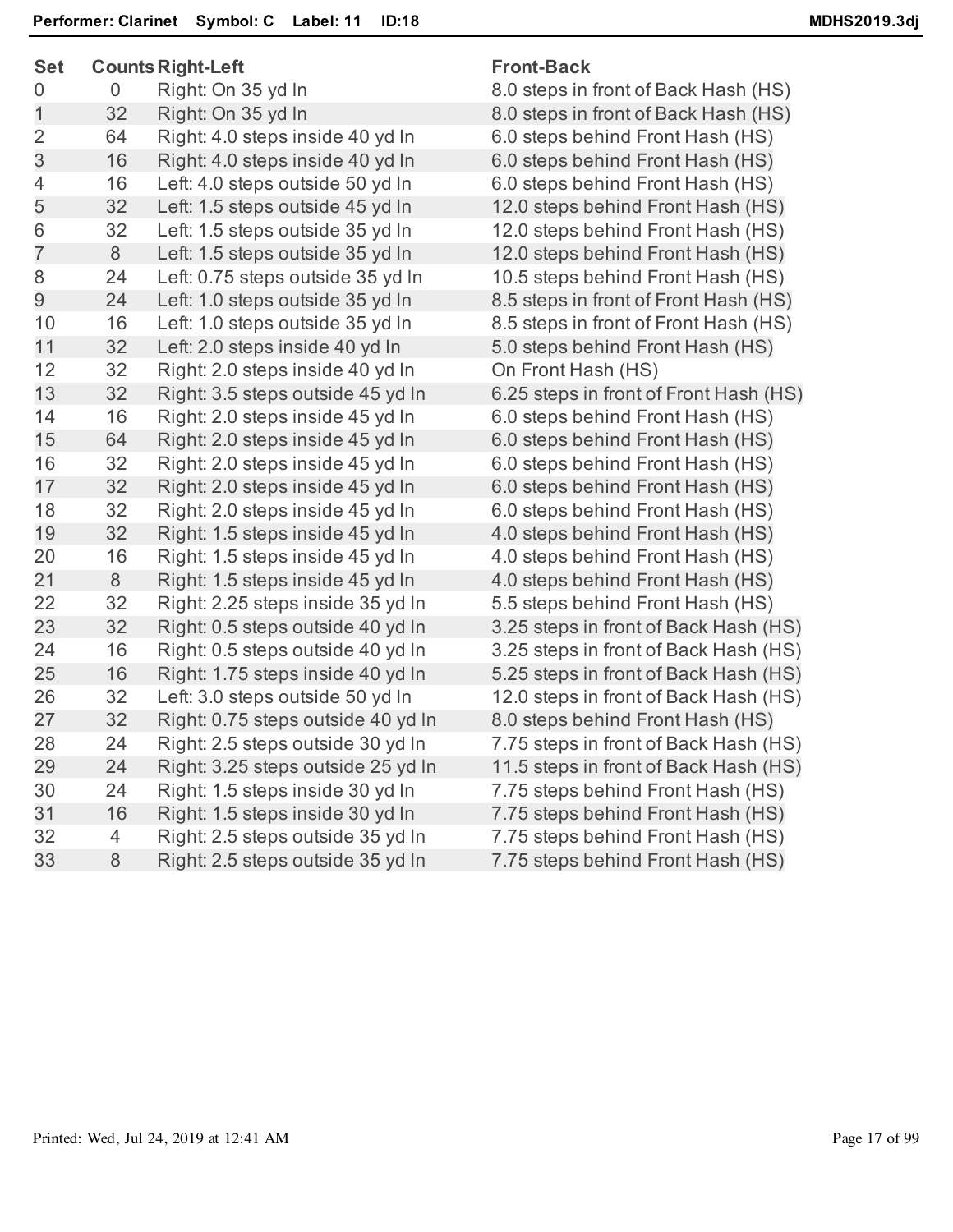**Performer: Clarinet  Symbol: C  Label: 11  ID:18**  **MDHS2019.3dj**

| Set | Counts | Right-Left | Front-Back |
|---|---|---|---|
| 0 | 0 | Right: On 35 yd ln | 8.0 steps in front of Back Hash (HS) |
| 1 | 32 | Right: On 35 yd ln | 8.0 steps in front of Back Hash (HS) |
| 2 | 64 | Right: 4.0 steps inside 40 yd ln | 6.0 steps behind Front Hash (HS) |
| 3 | 16 | Right: 4.0 steps inside 40 yd ln | 6.0 steps behind Front Hash (HS) |
| 4 | 16 | Left: 4.0 steps outside 50 yd ln | 6.0 steps behind Front Hash (HS) |
| 5 | 32 | Left: 1.5 steps outside 45 yd ln | 12.0 steps behind Front Hash (HS) |
| 6 | 32 | Left: 1.5 steps outside 35 yd ln | 12.0 steps behind Front Hash (HS) |
| 7 | 8 | Left: 1.5 steps outside 35 yd ln | 12.0 steps behind Front Hash (HS) |
| 8 | 24 | Left: 0.75 steps outside 35 yd ln | 10.5 steps behind Front Hash (HS) |
| 9 | 24 | Left: 1.0 steps outside 35 yd ln | 8.5 steps in front of Front Hash (HS) |
| 10 | 16 | Left: 1.0 steps outside 35 yd ln | 8.5 steps in front of Front Hash (HS) |
| 11 | 32 | Left: 2.0 steps inside 40 yd ln | 5.0 steps behind Front Hash (HS) |
| 12 | 32 | Right: 2.0 steps inside 40 yd ln | On Front Hash (HS) |
| 13 | 32 | Right: 3.5 steps outside 45 yd ln | 6.25 steps in front of Front Hash (HS) |
| 14 | 16 | Right: 2.0 steps inside 45 yd ln | 6.0 steps behind Front Hash (HS) |
| 15 | 64 | Right: 2.0 steps inside 45 yd ln | 6.0 steps behind Front Hash (HS) |
| 16 | 32 | Right: 2.0 steps inside 45 yd ln | 6.0 steps behind Front Hash (HS) |
| 17 | 32 | Right: 2.0 steps inside 45 yd ln | 6.0 steps behind Front Hash (HS) |
| 18 | 32 | Right: 2.0 steps inside 45 yd ln | 6.0 steps behind Front Hash (HS) |
| 19 | 32 | Right: 1.5 steps inside 45 yd ln | 4.0 steps behind Front Hash (HS) |
| 20 | 16 | Right: 1.5 steps inside 45 yd ln | 4.0 steps behind Front Hash (HS) |
| 21 | 8 | Right: 1.5 steps inside 45 yd ln | 4.0 steps behind Front Hash (HS) |
| 22 | 32 | Right: 2.25 steps inside 35 yd ln | 5.5 steps behind Front Hash (HS) |
| 23 | 32 | Right: 0.5 steps outside 40 yd ln | 3.25 steps in front of Back Hash (HS) |
| 24 | 16 | Right: 0.5 steps outside 40 yd ln | 3.25 steps in front of Back Hash (HS) |
| 25 | 16 | Right: 1.75 steps inside 40 yd ln | 5.25 steps in front of Back Hash (HS) |
| 26 | 32 | Left: 3.0 steps outside 50 yd ln | 12.0 steps in front of Back Hash (HS) |
| 27 | 32 | Right: 0.75 steps outside 40 yd ln | 8.0 steps behind Front Hash (HS) |
| 28 | 24 | Right: 2.5 steps outside 30 yd ln | 7.75 steps in front of Back Hash (HS) |
| 29 | 24 | Right: 3.25 steps outside 25 yd ln | 11.5 steps in front of Back Hash (HS) |
| 30 | 24 | Right: 1.5 steps inside 30 yd ln | 7.75 steps behind Front Hash (HS) |
| 31 | 16 | Right: 1.5 steps inside 30 yd ln | 7.75 steps behind Front Hash (HS) |
| 32 | 4 | Right: 2.5 steps outside 35 yd ln | 7.75 steps behind Front Hash (HS) |
| 33 | 8 | Right: 2.5 steps outside 35 yd ln | 7.75 steps behind Front Hash (HS) |

Printed: Wed, Jul 24, 2019 at 12:41 AM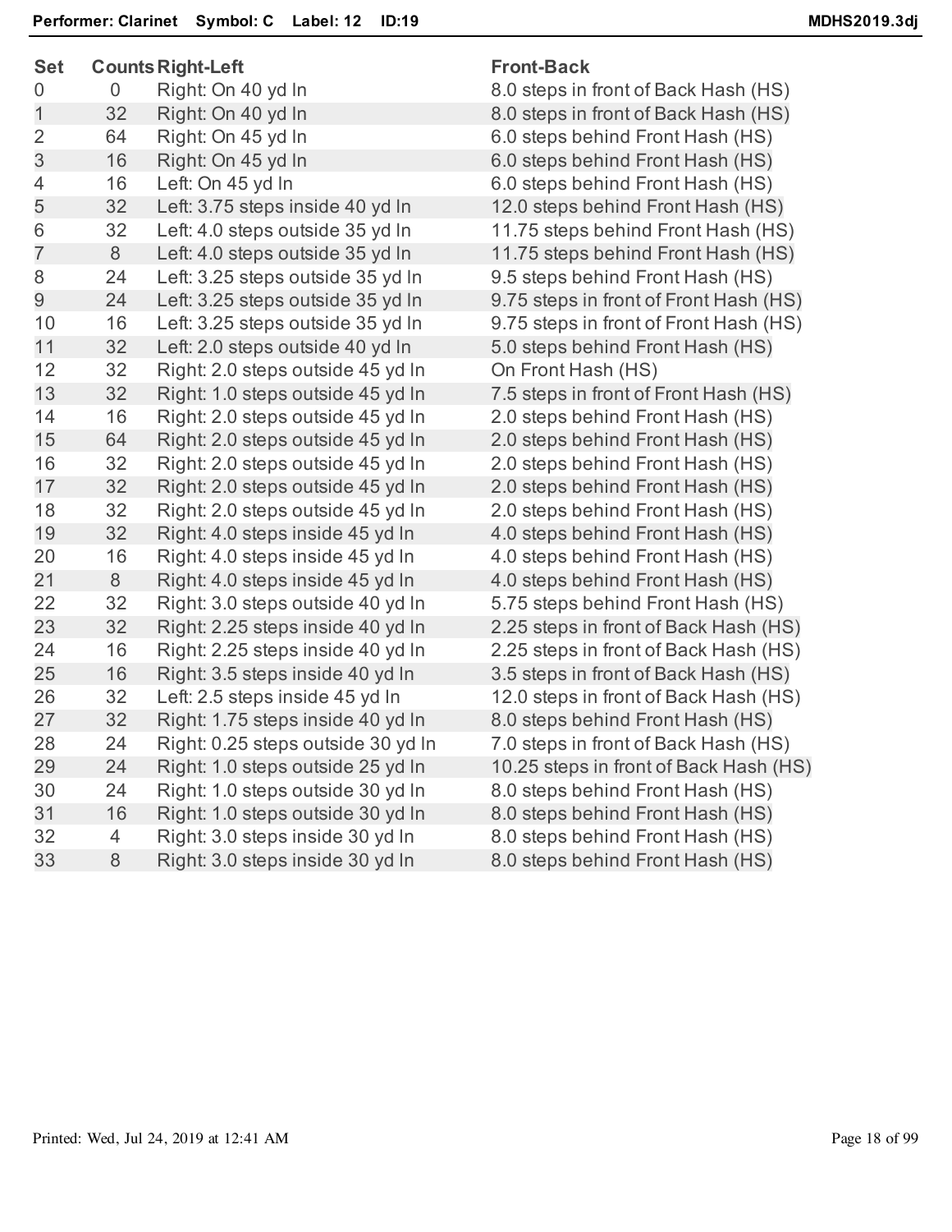**Performer: Clarinet  Symbol: C  Label: 12  ID:19**  MDHS2019.3dj

| Set | Counts | Right-Left | Front-Back |
|---|---|---|---|
| 0 | 0 | Right: On 40 yd ln | 8.0 steps in front of Back Hash (HS) |
| 1 | 32 | Right: On 40 yd ln | 8.0 steps in front of Back Hash (HS) |
| 2 | 64 | Right: On 45 yd ln | 6.0 steps behind Front Hash (HS) |
| 3 | 16 | Right: On 45 yd ln | 6.0 steps behind Front Hash (HS) |
| 4 | 16 | Left: On 45 yd ln | 6.0 steps behind Front Hash (HS) |
| 5 | 32 | Left: 3.75 steps inside 40 yd ln | 12.0 steps behind Front Hash (HS) |
| 6 | 32 | Left: 4.0 steps outside 35 yd ln | 11.75 steps behind Front Hash (HS) |
| 7 | 8 | Left: 4.0 steps outside 35 yd ln | 11.75 steps behind Front Hash (HS) |
| 8 | 24 | Left: 3.25 steps outside 35 yd ln | 9.5 steps behind Front Hash (HS) |
| 9 | 24 | Left: 3.25 steps outside 35 yd ln | 9.75 steps in front of Front Hash (HS) |
| 10 | 16 | Left: 3.25 steps outside 35 yd ln | 9.75 steps in front of Front Hash (HS) |
| 11 | 32 | Left: 2.0 steps outside 40 yd ln | 5.0 steps behind Front Hash (HS) |
| 12 | 32 | Right: 2.0 steps outside 45 yd ln | On Front Hash (HS) |
| 13 | 32 | Right: 1.0 steps outside 45 yd ln | 7.5 steps in front of Front Hash (HS) |
| 14 | 16 | Right: 2.0 steps outside 45 yd ln | 2.0 steps behind Front Hash (HS) |
| 15 | 64 | Right: 2.0 steps outside 45 yd ln | 2.0 steps behind Front Hash (HS) |
| 16 | 32 | Right: 2.0 steps outside 45 yd ln | 2.0 steps behind Front Hash (HS) |
| 17 | 32 | Right: 2.0 steps outside 45 yd ln | 2.0 steps behind Front Hash (HS) |
| 18 | 32 | Right: 2.0 steps outside 45 yd ln | 2.0 steps behind Front Hash (HS) |
| 19 | 32 | Right: 4.0 steps inside 45 yd ln | 4.0 steps behind Front Hash (HS) |
| 20 | 16 | Right: 4.0 steps inside 45 yd ln | 4.0 steps behind Front Hash (HS) |
| 21 | 8 | Right: 4.0 steps inside 45 yd ln | 4.0 steps behind Front Hash (HS) |
| 22 | 32 | Right: 3.0 steps outside 40 yd ln | 5.75 steps behind Front Hash (HS) |
| 23 | 32 | Right: 2.25 steps inside 40 yd ln | 2.25 steps in front of Back Hash (HS) |
| 24 | 16 | Right: 2.25 steps inside 40 yd ln | 2.25 steps in front of Back Hash (HS) |
| 25 | 16 | Right: 3.5 steps inside 40 yd ln | 3.5 steps in front of Back Hash (HS) |
| 26 | 32 | Left: 2.5 steps inside 45 yd ln | 12.0 steps in front of Back Hash (HS) |
| 27 | 32 | Right: 1.75 steps inside 40 yd ln | 8.0 steps behind Front Hash (HS) |
| 28 | 24 | Right: 0.25 steps outside 30 yd ln | 7.0 steps in front of Back Hash (HS) |
| 29 | 24 | Right: 1.0 steps outside 25 yd ln | 10.25 steps in front of Back Hash (HS) |
| 30 | 24 | Right: 1.0 steps outside 30 yd ln | 8.0 steps behind Front Hash (HS) |
| 31 | 16 | Right: 1.0 steps outside 30 yd ln | 8.0 steps behind Front Hash (HS) |
| 32 | 4 | Right: 3.0 steps inside 30 yd ln | 8.0 steps behind Front Hash (HS) |
| 33 | 8 | Right: 3.0 steps inside 30 yd ln | 8.0 steps behind Front Hash (HS) |

Printed: Wed, Jul 24, 2019 at 12:41 AM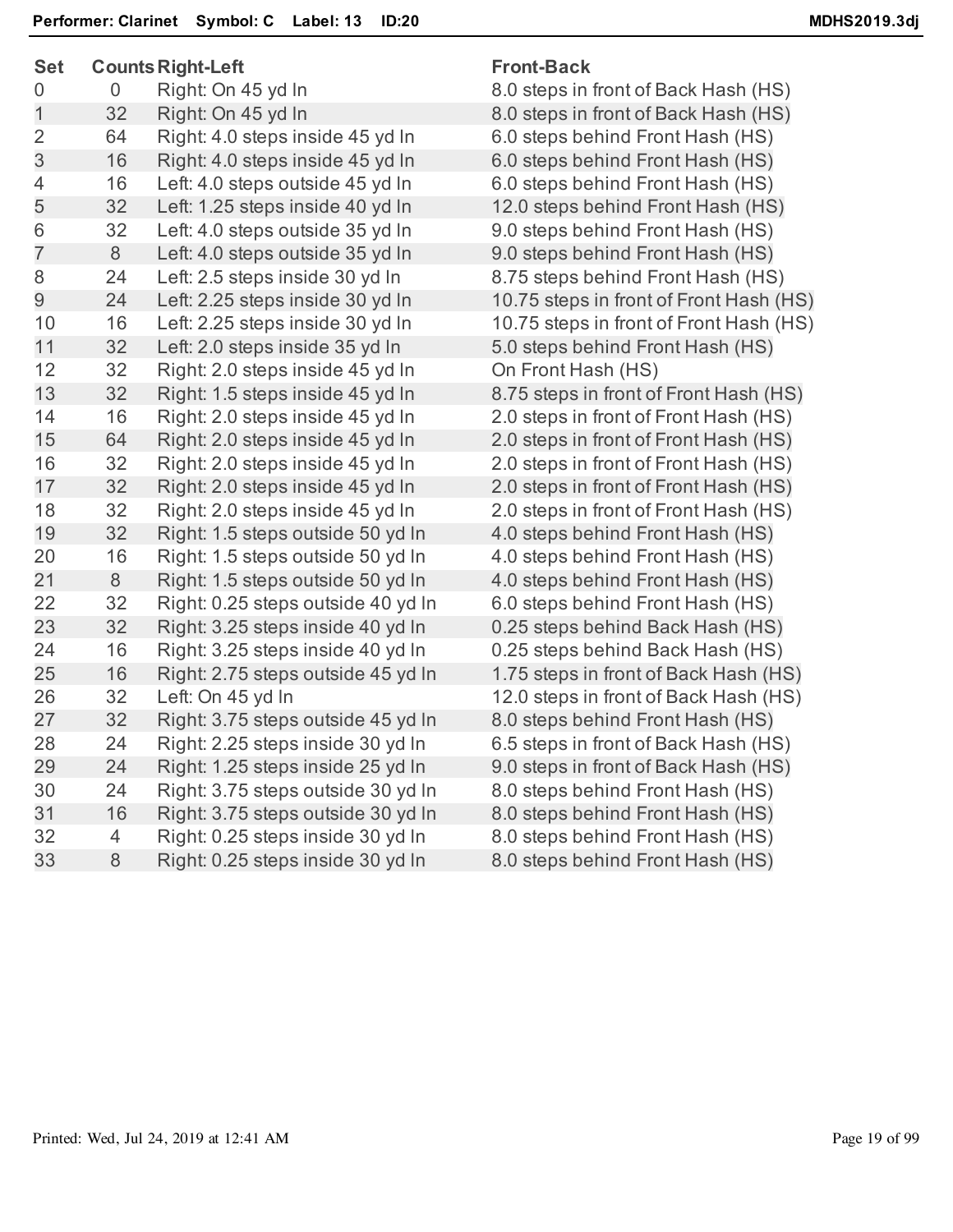**Performer: Clarinet Symbol: C Label: 13 ID:20**

| Set | Counts | Right-Left | Front-Back |
|---|---|---|---|
| 0 | 0 | Right: On 45 yd ln | 8.0 steps in front of Back Hash (HS) |
| 1 | 32 | Right: On 45 yd ln | 8.0 steps in front of Back Hash (HS) |
| 2 | 64 | Right: 4.0 steps inside 45 yd ln | 6.0 steps behind Front Hash (HS) |
| 3 | 16 | Right: 4.0 steps inside 45 yd ln | 6.0 steps behind Front Hash (HS) |
| 4 | 16 | Left: 4.0 steps outside 45 yd ln | 6.0 steps behind Front Hash (HS) |
| 5 | 32 | Left: 1.25 steps inside 40 yd ln | 12.0 steps behind Front Hash (HS) |
| 6 | 32 | Left: 4.0 steps outside 35 yd ln | 9.0 steps behind Front Hash (HS) |
| 7 | 8 | Left: 4.0 steps outside 35 yd ln | 9.0 steps behind Front Hash (HS) |
| 8 | 24 | Left: 2.5 steps inside 30 yd ln | 8.75 steps behind Front Hash (HS) |
| 9 | 24 | Left: 2.25 steps inside 30 yd ln | 10.75 steps in front of Front Hash (HS) |
| 10 | 16 | Left: 2.25 steps inside 30 yd ln | 10.75 steps in front of Front Hash (HS) |
| 11 | 32 | Left: 2.0 steps inside 35 yd ln | 5.0 steps behind Front Hash (HS) |
| 12 | 32 | Right: 2.0 steps inside 45 yd ln | On Front Hash (HS) |
| 13 | 32 | Right: 1.5 steps inside 45 yd ln | 8.75 steps in front of Front Hash (HS) |
| 14 | 16 | Right: 2.0 steps inside 45 yd ln | 2.0 steps in front of Front Hash (HS) |
| 15 | 64 | Right: 2.0 steps inside 45 yd ln | 2.0 steps in front of Front Hash (HS) |
| 16 | 32 | Right: 2.0 steps inside 45 yd ln | 2.0 steps in front of Front Hash (HS) |
| 17 | 32 | Right: 2.0 steps inside 45 yd ln | 2.0 steps in front of Front Hash (HS) |
| 18 | 32 | Right: 2.0 steps inside 45 yd ln | 2.0 steps in front of Front Hash (HS) |
| 19 | 32 | Right: 1.5 steps outside 50 yd ln | 4.0 steps behind Front Hash (HS) |
| 20 | 16 | Right: 1.5 steps outside 50 yd ln | 4.0 steps behind Front Hash (HS) |
| 21 | 8 | Right: 1.5 steps outside 50 yd ln | 4.0 steps behind Front Hash (HS) |
| 22 | 32 | Right: 0.25 steps outside 40 yd ln | 6.0 steps behind Front Hash (HS) |
| 23 | 32 | Right: 3.25 steps inside 40 yd ln | 0.25 steps behind Back Hash (HS) |
| 24 | 16 | Right: 3.25 steps inside 40 yd ln | 0.25 steps behind Back Hash (HS) |
| 25 | 16 | Right: 2.75 steps outside 45 yd ln | 1.75 steps in front of Back Hash (HS) |
| 26 | 32 | Left: On 45 yd ln | 12.0 steps in front of Back Hash (HS) |
| 27 | 32 | Right: 3.75 steps outside 45 yd ln | 8.0 steps behind Front Hash (HS) |
| 28 | 24 | Right: 2.25 steps inside 30 yd ln | 6.5 steps in front of Back Hash (HS) |
| 29 | 24 | Right: 1.25 steps inside 25 yd ln | 9.0 steps in front of Back Hash (HS) |
| 30 | 24 | Right: 3.75 steps outside 30 yd ln | 8.0 steps behind Front Hash (HS) |
| 31 | 16 | Right: 3.75 steps outside 30 yd ln | 8.0 steps behind Front Hash (HS) |
| 32 | 4 | Right: 0.25 steps inside 30 yd ln | 8.0 steps behind Front Hash (HS) |
| 33 | 8 | Right: 0.25 steps inside 30 yd ln | 8.0 steps behind Front Hash (HS) |

Printed: Wed, Jul 24, 2019 at 12:41 AM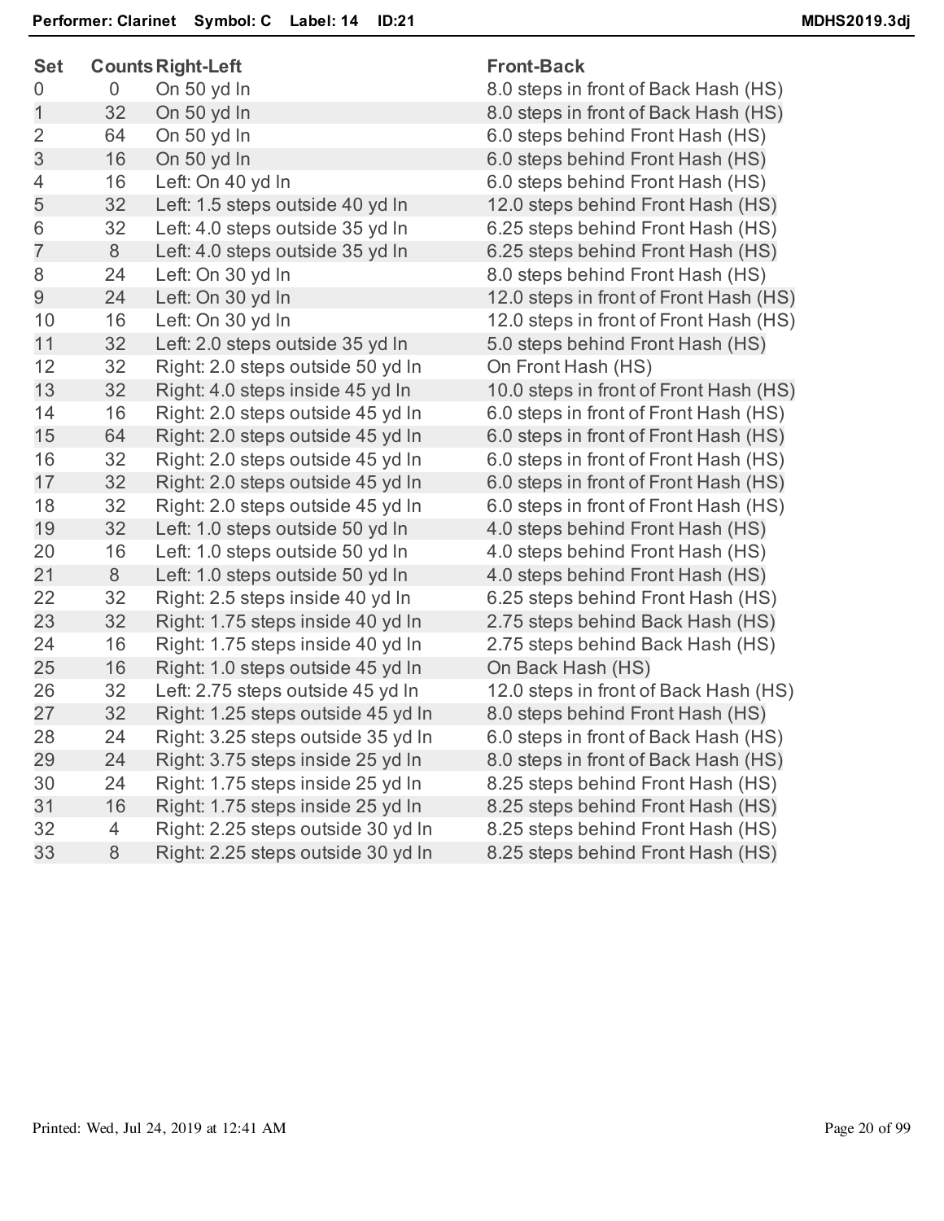**Performer: Clarinet Symbol: C Label: 14 ID:21**

| Set | Counts | Right-Left | Front-Back |
|---|---|---|---|
| 0 | 0 | On 50 yd ln | 8.0 steps in front of Back Hash (HS) |
| 1 | 32 | On 50 yd ln | 8.0 steps in front of Back Hash (HS) |
| 2 | 64 | On 50 yd ln | 6.0 steps behind Front Hash (HS) |
| 3 | 16 | On 50 yd ln | 6.0 steps behind Front Hash (HS) |
| 4 | 16 | Left: On 40 yd ln | 6.0 steps behind Front Hash (HS) |
| 5 | 32 | Left: 1.5 steps outside 40 yd ln | 12.0 steps behind Front Hash (HS) |
| 6 | 32 | Left: 4.0 steps outside 35 yd ln | 6.25 steps behind Front Hash (HS) |
| 7 | 8 | Left: 4.0 steps outside 35 yd ln | 6.25 steps behind Front Hash (HS) |
| 8 | 24 | Left: On 30 yd ln | 8.0 steps behind Front Hash (HS) |
| 9 | 24 | Left: On 30 yd ln | 12.0 steps in front of Front Hash (HS) |
| 10 | 16 | Left: On 30 yd ln | 12.0 steps in front of Front Hash (HS) |
| 11 | 32 | Left: 2.0 steps outside 35 yd ln | 5.0 steps behind Front Hash (HS) |
| 12 | 32 | Right: 2.0 steps outside 50 yd ln | On Front Hash (HS) |
| 13 | 32 | Right: 4.0 steps inside 45 yd ln | 10.0 steps in front of Front Hash (HS) |
| 14 | 16 | Right: 2.0 steps outside 45 yd ln | 6.0 steps in front of Front Hash (HS) |
| 15 | 64 | Right: 2.0 steps outside 45 yd ln | 6.0 steps in front of Front Hash (HS) |
| 16 | 32 | Right: 2.0 steps outside 45 yd ln | 6.0 steps in front of Front Hash (HS) |
| 17 | 32 | Right: 2.0 steps outside 45 yd ln | 6.0 steps in front of Front Hash (HS) |
| 18 | 32 | Right: 2.0 steps outside 45 yd ln | 6.0 steps in front of Front Hash (HS) |
| 19 | 32 | Left: 1.0 steps outside 50 yd ln | 4.0 steps behind Front Hash (HS) |
| 20 | 16 | Left: 1.0 steps outside 50 yd ln | 4.0 steps behind Front Hash (HS) |
| 21 | 8 | Left: 1.0 steps outside 50 yd ln | 4.0 steps behind Front Hash (HS) |
| 22 | 32 | Right: 2.5 steps inside 40 yd ln | 6.25 steps behind Front Hash (HS) |
| 23 | 32 | Right: 1.75 steps inside 40 yd ln | 2.75 steps behind Back Hash (HS) |
| 24 | 16 | Right: 1.75 steps inside 40 yd ln | 2.75 steps behind Back Hash (HS) |
| 25 | 16 | Right: 1.0 steps outside 45 yd ln | On Back Hash (HS) |
| 26 | 32 | Left: 2.75 steps outside 45 yd ln | 12.0 steps in front of Back Hash (HS) |
| 27 | 32 | Right: 1.25 steps outside 45 yd ln | 8.0 steps behind Front Hash (HS) |
| 28 | 24 | Right: 3.25 steps outside 35 yd ln | 6.0 steps in front of Back Hash (HS) |
| 29 | 24 | Right: 3.75 steps inside 25 yd ln | 8.0 steps in front of Back Hash (HS) |
| 30 | 24 | Right: 1.75 steps inside 25 yd ln | 8.25 steps behind Front Hash (HS) |
| 31 | 16 | Right: 1.75 steps inside 25 yd ln | 8.25 steps behind Front Hash (HS) |
| 32 | 4 | Right: 2.25 steps outside 30 yd ln | 8.25 steps behind Front Hash (HS) |
| 33 | 8 | Right: 2.25 steps outside 30 yd ln | 8.25 steps behind Front Hash (HS) |

Printed: Wed, Jul 24, 2019 at 12:41 AM